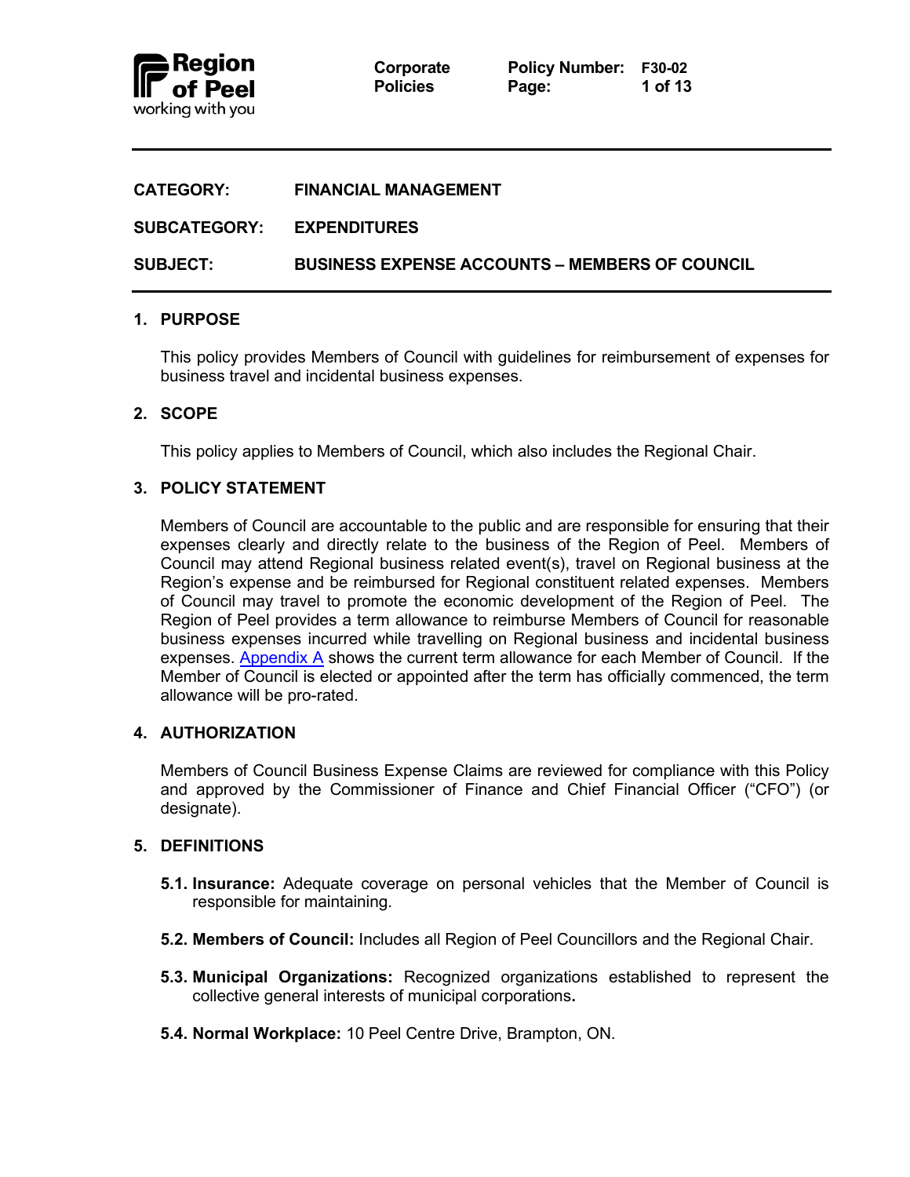**Corporate Policies** | **Policy Number:** F30-02

**CATEGORY:** FINANCIAL MANAGEMENT

**SUBCATEGORY:** EXPENDITURES

**SUBJECT:** BUSINESS EXPENSE ACCOUNTS – MEMBERS OF COUNCIL

## 1. PURPOSE

This policy provides Members of Council with guidelines for reimbursement of expenses for business travel and incidental business expenses.

## 2. SCOPE

This policy applies to Members of Council, which also includes the Regional Chair.

## 3. POLICY STATEMENT

Members of Council are accountable to the public and are responsible for ensuring that their expenses clearly and directly relate to the business of the Region of Peel. Members of Council may attend Regional business related event(s), travel on Regional business at the Region's expense and be reimbursed for Regional constituent related expenses. Members of Council may travel to promote the economic development of the Region of Peel. The Region of Peel provides a term allowance to reimburse Members of Council for reasonable business expenses incurred while travelling on Regional business and incidental business expenses. Appendix A shows the current term allowance for each Member of Council. If the Member of Council is elected or appointed after the term has officially commenced, the term allowance will be pro-rated.

## 4. AUTHORIZATION

Members of Council Business Expense Claims are reviewed for compliance with this Policy and approved by the Commissioner of Finance and Chief Financial Officer ("CFO") (or designate).

## 5. DEFINITIONS

**5.1. Insurance:** Adequate coverage on personal vehicles that the Member of Council is responsible for maintaining.

**5.2. Members of Council:** Includes all Region of Peel Councillors and the Regional Chair.

**5.3. Municipal Organizations:** Recognized organizations established to represent the collective general interests of municipal corporations**.**

**5.4. Normal Workplace:** 10 Peel Centre Drive, Brampton, ON.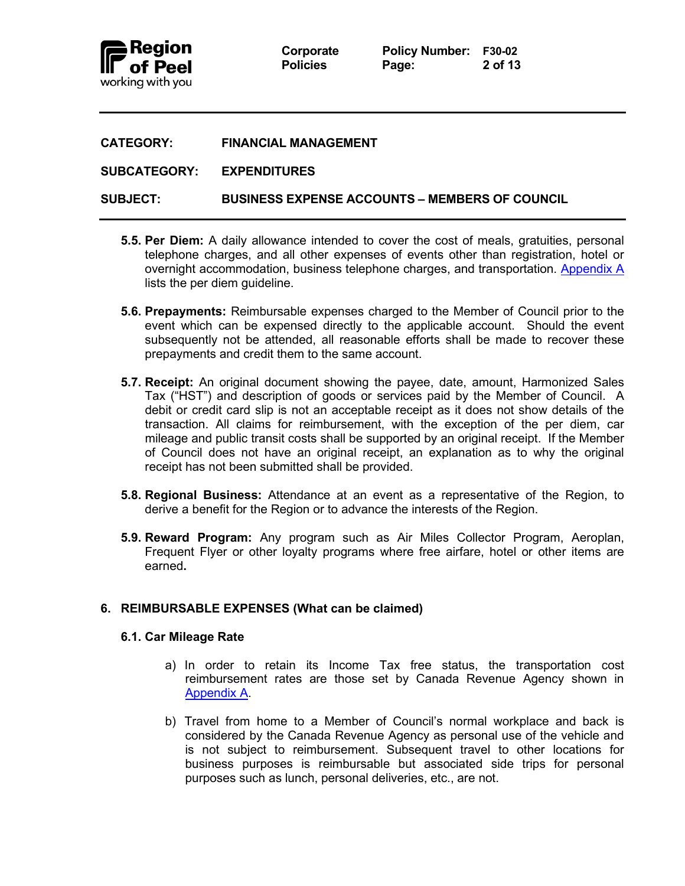**CATEGORY:** FINANCIAL MANAGEMENT

**SUBCATEGORY:** EXPENDITURES

**SUBJECT:** BUSINESS EXPENSE ACCOUNTS – MEMBERS OF COUNCIL

**5.5. Per Diem:** A daily allowance intended to cover the cost of meals, gratuities, personal telephone charges, and all other expenses of events other than registration, hotel or overnight accommodation, business telephone charges, and transportation. Appendix A lists the per diem guideline.

**5.6. Prepayments:** Reimbursable expenses charged to the Member of Council prior to the event which can be expensed directly to the applicable account. Should the event subsequently not be attended, all reasonable efforts shall be made to recover these prepayments and credit them to the same account.

**5.7. Receipt:** An original document showing the payee, date, amount, Harmonized Sales Tax ("HST") and description of goods or services paid by the Member of Council. A debit or credit card slip is not an acceptable receipt as it does not show details of the transaction. All claims for reimbursement, with the exception of the per diem, car mileage and public transit costs shall be supported by an original receipt. If the Member of Council does not have an original receipt, an explanation as to why the original receipt has not been submitted shall be provided.

**5.8. Regional Business:** Attendance at an event as a representative of the Region, to derive a benefit for the Region or to advance the interests of the Region.

**5.9. Reward Program:** Any program such as Air Miles Collector Program, Aeroplan, Frequent Flyer or other loyalty programs where free airfare, hotel or other items are earned**.**

## 6. REIMBURSABLE EXPENSES (What can be claimed)

### 6.1. Car Mileage Rate

a) In order to retain its Income Tax free status, the transportation cost reimbursement rates are those set by Canada Revenue Agency shown in Appendix A.

b) Travel from home to a Member of Council's normal workplace and back is considered by the Canada Revenue Agency as personal use of the vehicle and is not subject to reimbursement. Subsequent travel to other locations for business purposes is reimbursable but associated side trips for personal purposes such as lunch, personal deliveries, etc., are not.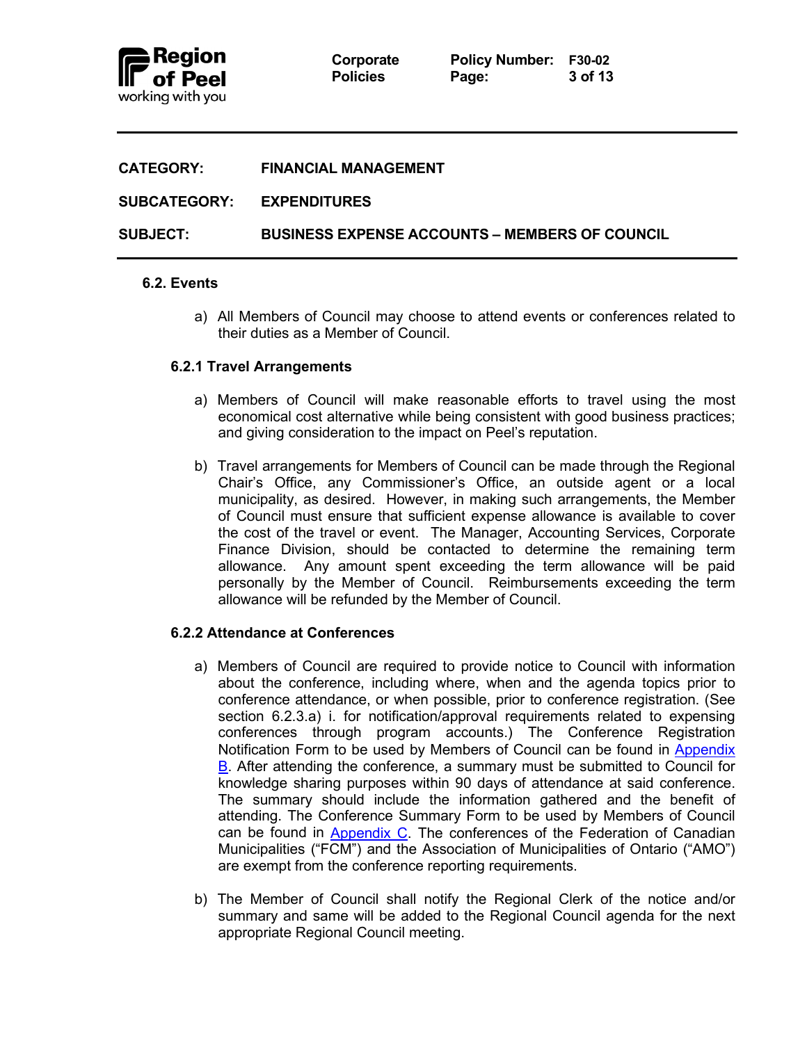### 6.2. Events

a) All Members of Council may choose to attend events or conferences related to their duties as a Member of Council.

#### 6.2.1 Travel Arrangements

a) Members of Council will make reasonable efforts to travel using the most economical cost alternative while being consistent with good business practices; and giving consideration to the impact on Peel's reputation.

b) Travel arrangements for Members of Council can be made through the Regional Chair's Office, any Commissioner's Office, an outside agent or a local municipality, as desired. However, in making such arrangements, the Member of Council must ensure that sufficient expense allowance is available to cover the cost of the travel or event. The Manager, Accounting Services, Corporate Finance Division, should be contacted to determine the remaining term allowance. Any amount spent exceeding the term allowance will be paid personally by the Member of Council. Reimbursements exceeding the term allowance will be refunded by the Member of Council.

#### 6.2.2 Attendance at Conferences

a) Members of Council are required to provide notice to Council with information about the conference, including where, when and the agenda topics prior to conference attendance, or when possible, prior to conference registration. (See section 6.2.3.a) i. for notification/approval requirements related to expensing conferences through program accounts.) The Conference Registration Notification Form to be used by Members of Council can be found in Appendix B. After attending the conference, a summary must be submitted to Council for knowledge sharing purposes within 90 days of attendance at said conference. The summary should include the information gathered and the benefit of attending. The Conference Summary Form to be used by Members of Council can be found in Appendix C. The conferences of the Federation of Canadian Municipalities ("FCM") and the Association of Municipalities of Ontario ("AMO") are exempt from the conference reporting requirements.

b) The Member of Council shall notify the Regional Clerk of the notice and/or summary and same will be added to the Regional Council agenda for the next appropriate Regional Council meeting.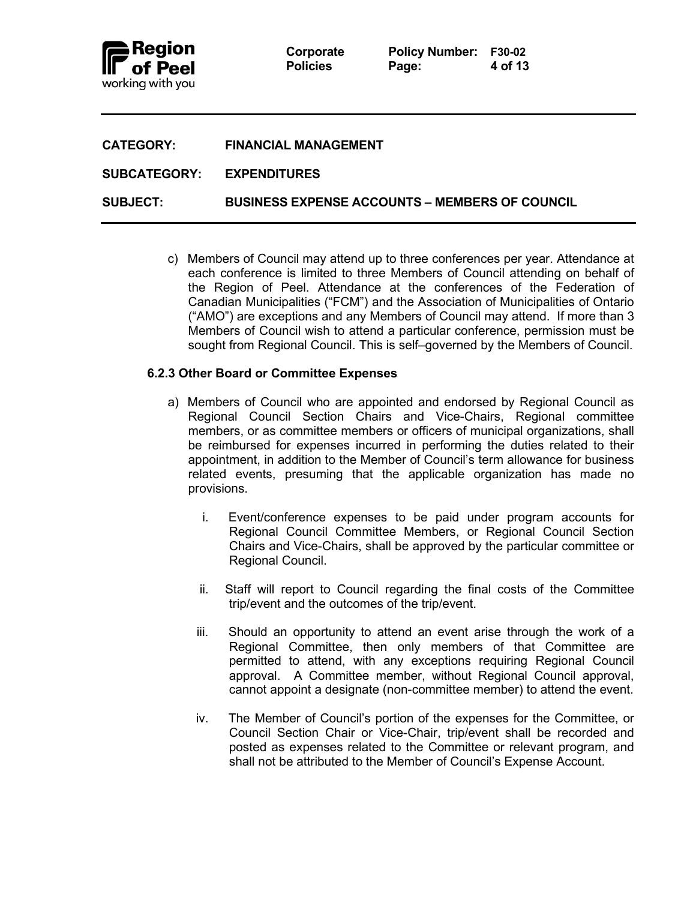c) Members of Council may attend up to three conferences per year. Attendance at each conference is limited to three Members of Council attending on behalf of the Region of Peel. Attendance at the conferences of the Federation of Canadian Municipalities ("FCM") and the Association of Municipalities of Ontario ("AMO") are exceptions and any Members of Council may attend. If more than 3 Members of Council wish to attend a particular conference, permission must be sought from Regional Council. This is self–governed by the Members of Council.

### 6.2.3 Other Board or Committee Expenses

a) Members of Council who are appointed and endorsed by Regional Council as Regional Council Section Chairs and Vice-Chairs, Regional committee members, or as committee members or officers of municipal organizations, shall be reimbursed for expenses incurred in performing the duties related to their appointment, in addition to the Member of Council's term allowance for business related events, presuming that the applicable organization has made no provisions.

   i. Event/conference expenses to be paid under program accounts for Regional Council Committee Members, or Regional Council Section Chairs and Vice-Chairs, shall be approved by the particular committee or Regional Council.

   ii. Staff will report to Council regarding the final costs of the Committee trip/event and the outcomes of the trip/event.

   iii. Should an opportunity to attend an event arise through the work of a Regional Committee, then only members of that Committee are permitted to attend, with any exceptions requiring Regional Council approval. A Committee member, without Regional Council approval, cannot appoint a designate (non-committee member) to attend the event.

   iv. The Member of Council's portion of the expenses for the Committee, or Council Section Chair or Vice-Chair, trip/event shall be recorded and posted as expenses related to the Committee or relevant program, and shall not be attributed to the Member of Council's Expense Account.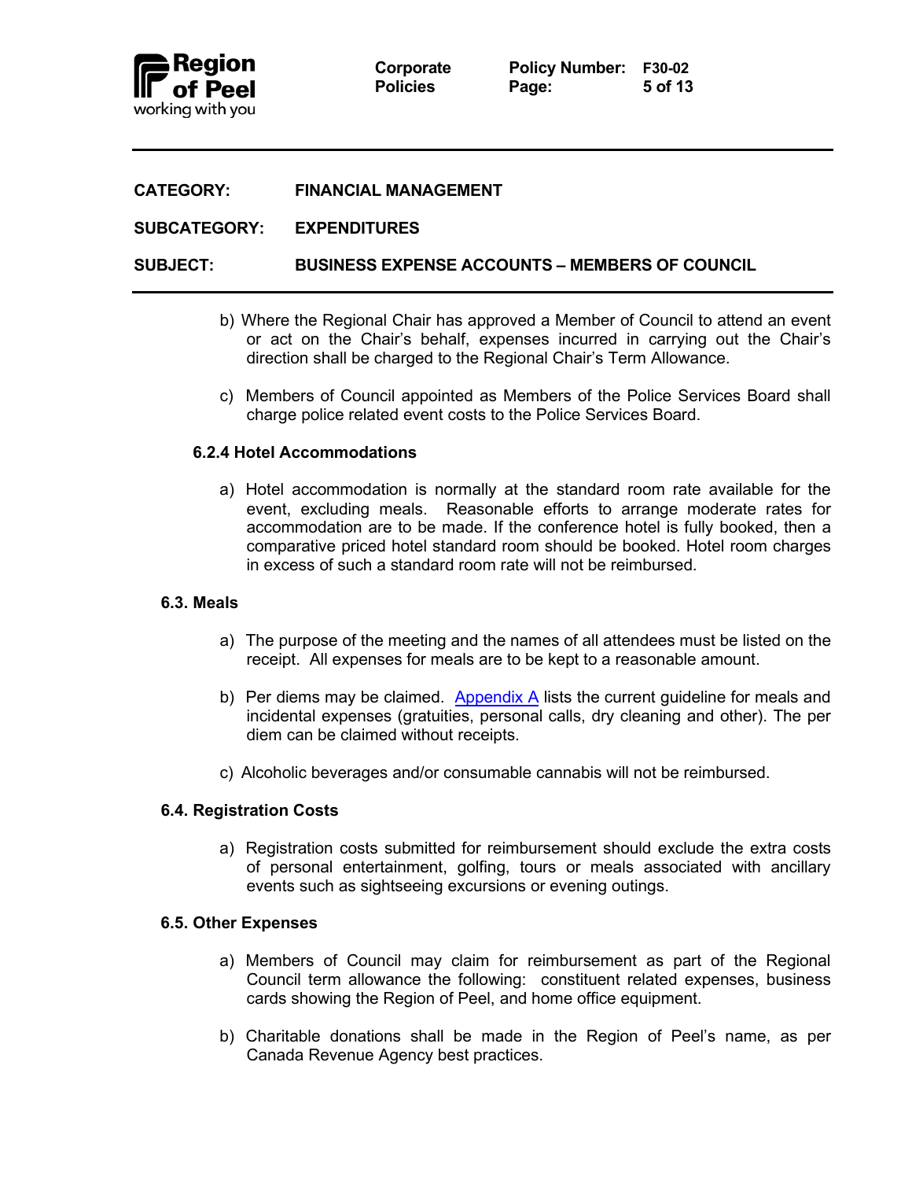b) Where the Regional Chair has approved a Member of Council to attend an event or act on the Chair's behalf, expenses incurred in carrying out the Chair's direction shall be charged to the Regional Chair's Term Allowance.

c) Members of Council appointed as Members of the Police Services Board shall charge police related event costs to the Police Services Board.

#### 6.2.4 Hotel Accommodations

a) Hotel accommodation is normally at the standard room rate available for the event, excluding meals. Reasonable efforts to arrange moderate rates for accommodation are to be made. If the conference hotel is fully booked, then a comparative priced hotel standard room should be booked. Hotel room charges in excess of such a standard room rate will not be reimbursed.

### 6.3. Meals

a) The purpose of the meeting and the names of all attendees must be listed on the receipt. All expenses for meals are to be kept to a reasonable amount.

b) Per diems may be claimed. Appendix A lists the current guideline for meals and incidental expenses (gratuities, personal calls, dry cleaning and other). The per diem can be claimed without receipts.

c) Alcoholic beverages and/or consumable cannabis will not be reimbursed.

### 6.4. Registration Costs

a) Registration costs submitted for reimbursement should exclude the extra costs of personal entertainment, golfing, tours or meals associated with ancillary events such as sightseeing excursions or evening outings.

### 6.5. Other Expenses

a) Members of Council may claim for reimbursement as part of the Regional Council term allowance the following: constituent related expenses, business cards showing the Region of Peel, and home office equipment.

b) Charitable donations shall be made in the Region of Peel's name, as per Canada Revenue Agency best practices.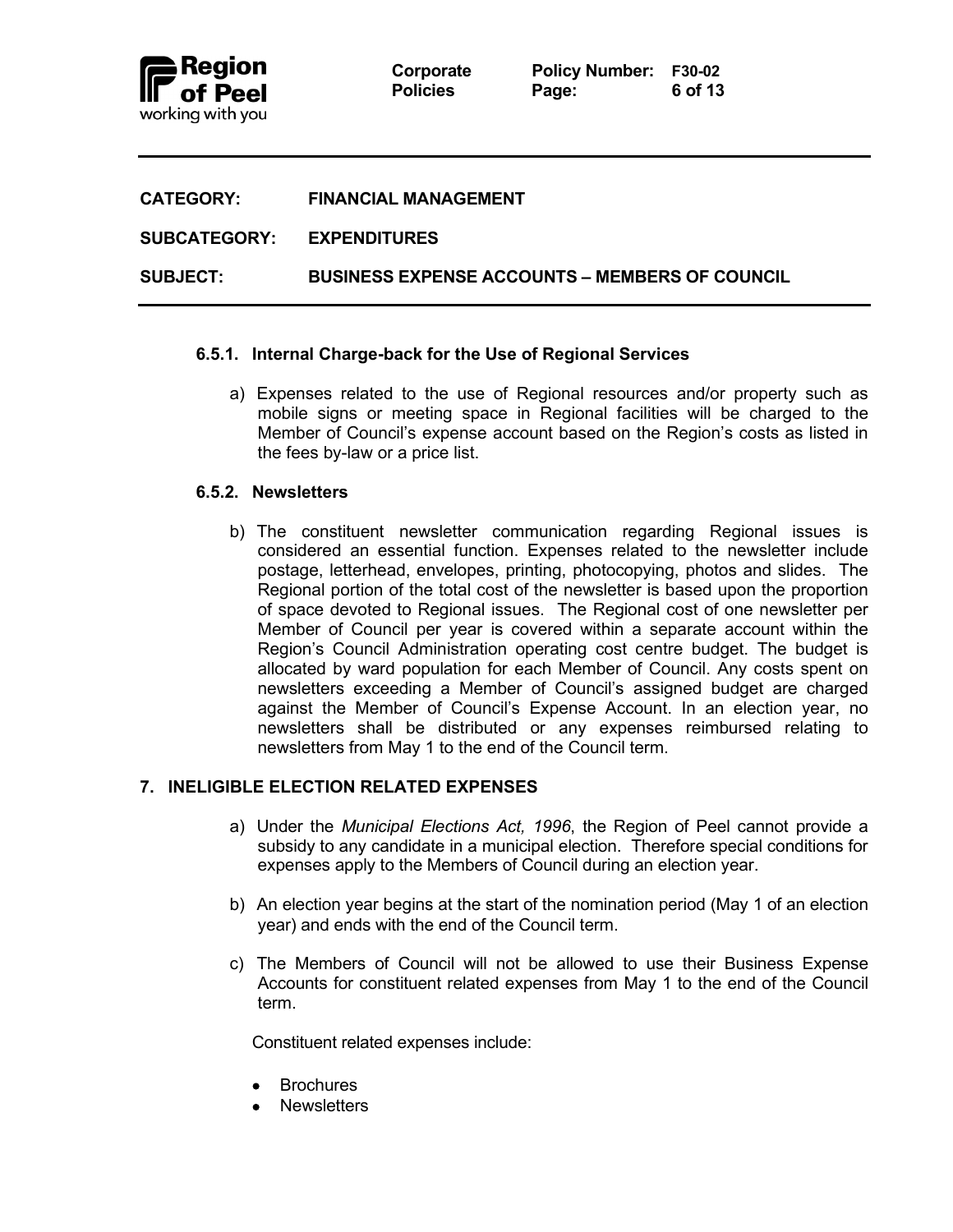**CATEGORY:** FINANCIAL MANAGEMENT

**SUBCATEGORY:** EXPENDITURES

**SUBJECT:** BUSINESS EXPENSE ACCOUNTS – MEMBERS OF COUNCIL

#### 6.5.1. Internal Charge-back for the Use of Regional Services

a) Expenses related to the use of Regional resources and/or property such as mobile signs or meeting space in Regional facilities will be charged to the Member of Council's expense account based on the Region's costs as listed in the fees by-law or a price list.

#### 6.5.2. Newsletters

b) The constituent newsletter communication regarding Regional issues is considered an essential function. Expenses related to the newsletter include postage, letterhead, envelopes, printing, photocopying, photos and slides. The Regional portion of the total cost of the newsletter is based upon the proportion of space devoted to Regional issues. The Regional cost of one newsletter per Member of Council per year is covered within a separate account within the Region's Council Administration operating cost centre budget. The budget is allocated by ward population for each Member of Council. Any costs spent on newsletters exceeding a Member of Council's assigned budget are charged against the Member of Council's Expense Account. In an election year, no newsletters shall be distributed or any expenses reimbursed relating to newsletters from May 1 to the end of the Council term.

## 7. INELIGIBLE ELECTION RELATED EXPENSES

a) Under the *Municipal Elections Act, 1996*, the Region of Peel cannot provide a subsidy to any candidate in a municipal election. Therefore special conditions for expenses apply to the Members of Council during an election year.

b) An election year begins at the start of the nomination period (May 1 of an election year) and ends with the end of the Council term.

c) The Members of Council will not be allowed to use their Business Expense Accounts for constituent related expenses from May 1 to the end of the Council term.

Constituent related expenses include:

- Brochures
- Newsletters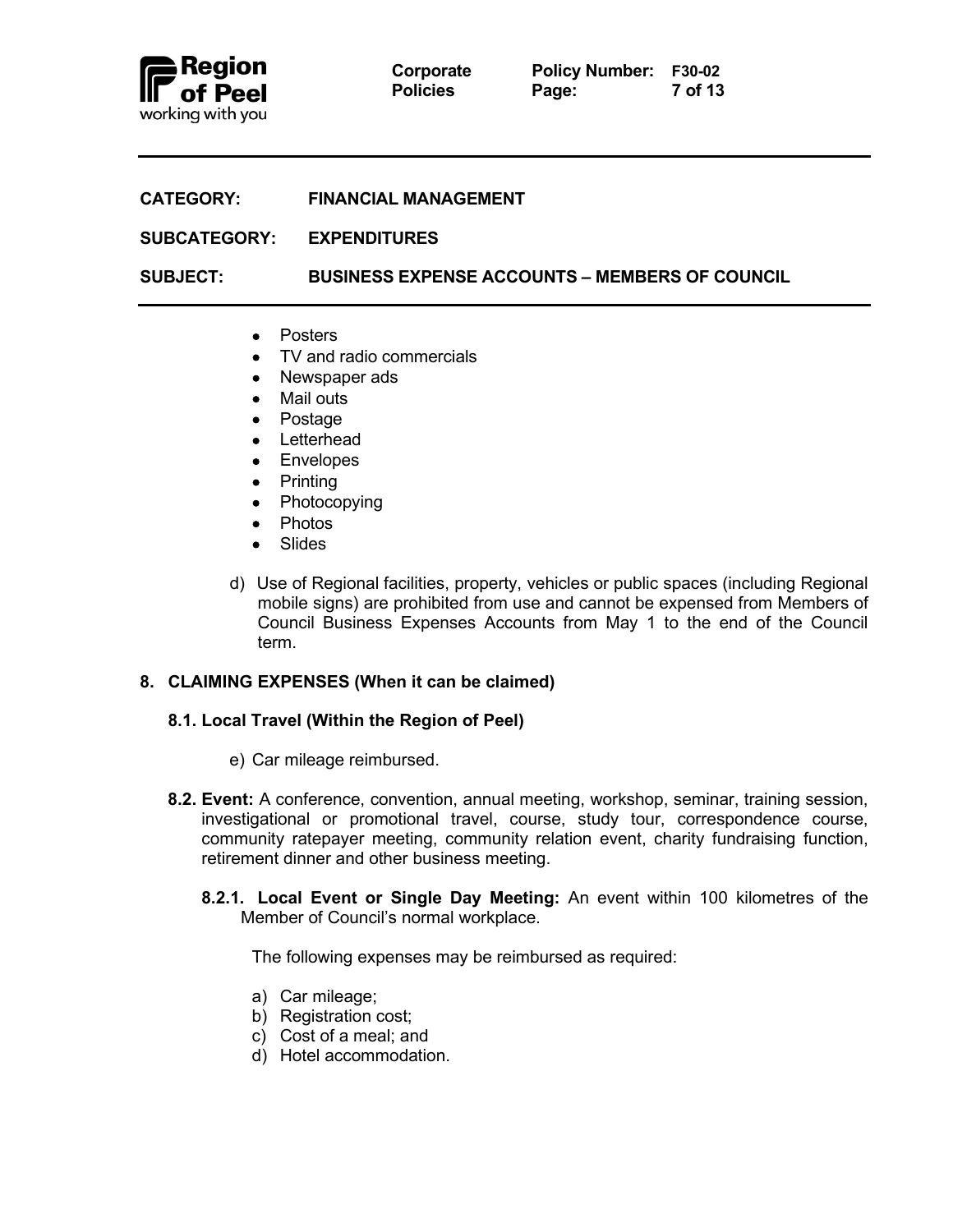- Posters
- TV and radio commercials
- Newspaper ads
- Mail outs
- Postage
- Letterhead
- Envelopes
- Printing
- Photocopying
- Photos
- Slides

d) Use of Regional facilities, property, vehicles or public spaces (including Regional mobile signs) are prohibited from use and cannot be expensed from Members of Council Business Expenses Accounts from May 1 to the end of the Council term.

## 8. CLAIMING EXPENSES (When it can be claimed)

### 8.1. Local Travel (Within the Region of Peel)

e) Car mileage reimbursed.

**8.2. Event:** A conference, convention, annual meeting, workshop, seminar, training session, investigational or promotional travel, course, study tour, correspondence course, community ratepayer meeting, community relation event, charity fundraising function, retirement dinner and other business meeting.

**8.2.1. Local Event or Single Day Meeting:** An event within 100 kilometres of the Member of Council's normal workplace.

The following expenses may be reimbursed as required:

a) Car mileage;
b) Registration cost;
c) Cost of a meal; and
d) Hotel accommodation.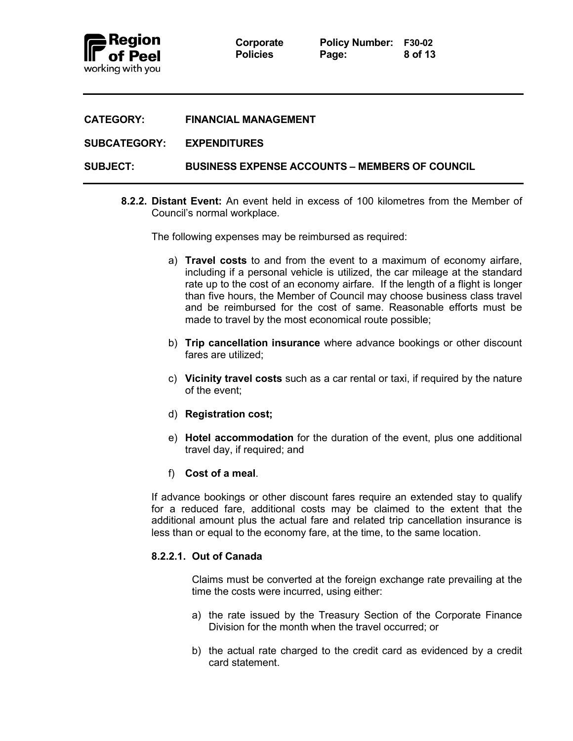**CATEGORY:** FINANCIAL MANAGEMENT

**SUBCATEGORY:** EXPENDITURES

**SUBJECT:** BUSINESS EXPENSE ACCOUNTS – MEMBERS OF COUNCIL

**8.2.2. Distant Event:** An event held in excess of 100 kilometres from the Member of Council's normal workplace.

The following expenses may be reimbursed as required:

a) **Travel costs** to and from the event to a maximum of economy airfare, including if a personal vehicle is utilized, the car mileage at the standard rate up to the cost of an economy airfare. If the length of a flight is longer than five hours, the Member of Council may choose business class travel and be reimbursed for the cost of same. Reasonable efforts must be made to travel by the most economical route possible;

b) **Trip cancellation insurance** where advance bookings or other discount fares are utilized;

c) **Vicinity travel costs** such as a car rental or taxi, if required by the nature of the event;

d) **Registration cost;**

e) **Hotel accommodation** for the duration of the event, plus one additional travel day, if required; and

f) **Cost of a meal**.

If advance bookings or other discount fares require an extended stay to qualify for a reduced fare, additional costs may be claimed to the extent that the additional amount plus the actual fare and related trip cancellation insurance is less than or equal to the economy fare, at the time, to the same location.

**8.2.2.1. Out of Canada**

Claims must be converted at the foreign exchange rate prevailing at the time the costs were incurred, using either:

a) the rate issued by the Treasury Section of the Corporate Finance Division for the month when the travel occurred; or

b) the actual rate charged to the credit card as evidenced by a credit card statement.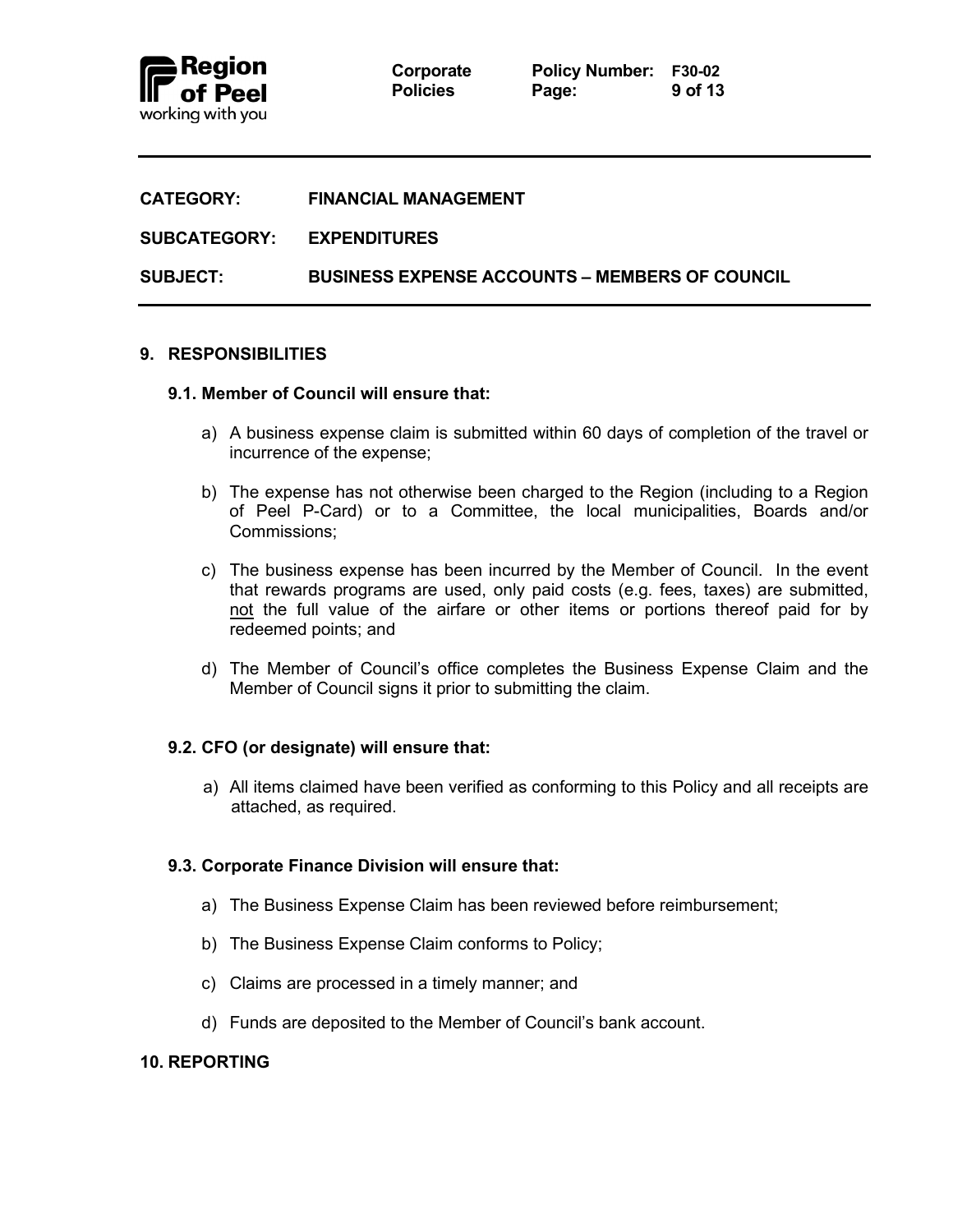**CATEGORY:** FINANCIAL MANAGEMENT

**SUBCATEGORY:** EXPENDITURES

**SUBJECT:** BUSINESS EXPENSE ACCOUNTS – MEMBERS OF COUNCIL

## 9. RESPONSIBILITIES

### 9.1. Member of Council will ensure that:

a) A business expense claim is submitted within 60 days of completion of the travel or incurrence of the expense;

b) The expense has not otherwise been charged to the Region (including to a Region of Peel P-Card) or to a Committee, the local municipalities, Boards and/or Commissions;

c) The business expense has been incurred by the Member of Council. In the event that rewards programs are used, only paid costs (e.g. fees, taxes) are submitted, <u>not</u> the full value of the airfare or other items or portions thereof paid for by redeemed points; and

d) The Member of Council's office completes the Business Expense Claim and the Member of Council signs it prior to submitting the claim.

### 9.2. CFO (or designate) will ensure that:

a) All items claimed have been verified as conforming to this Policy and all receipts are attached, as required.

### 9.3. Corporate Finance Division will ensure that:

a) The Business Expense Claim has been reviewed before reimbursement;

b) The Business Expense Claim conforms to Policy;

c) Claims are processed in a timely manner; and

d) Funds are deposited to the Member of Council's bank account.

## 10. REPORTING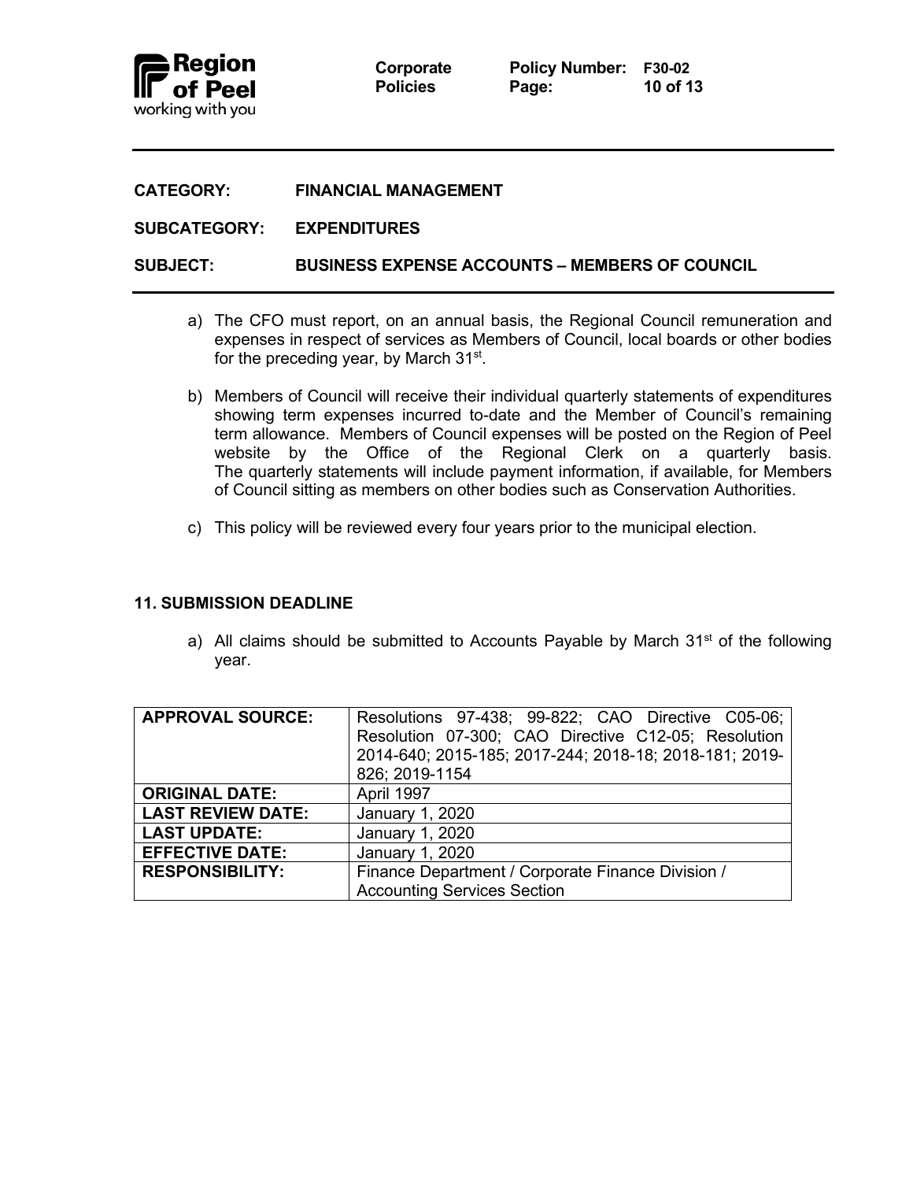**CATEGORY:** FINANCIAL MANAGEMENT

**SUBCATEGORY:** EXPENDITURES

**SUBJECT:** BUSINESS EXPENSE ACCOUNTS – MEMBERS OF COUNCIL

a) The CFO must report, on an annual basis, the Regional Council remuneration and expenses in respect of services as Members of Council, local boards or other bodies for the preceding year, by March 31st.

b) Members of Council will receive their individual quarterly statements of expenditures showing term expenses incurred to-date and the Member of Council's remaining term allowance. Members of Council expenses will be posted on the Region of Peel website by the Office of the Regional Clerk on a quarterly basis. The quarterly statements will include payment information, if available, for Members of Council sitting as members on other bodies such as Conservation Authorities.

c) This policy will be reviewed every four years prior to the municipal election.

### 11. SUBMISSION DEADLINE

a) All claims should be submitted to Accounts Payable by March 31st of the following year.

| | |
|---|---|
| **APPROVAL SOURCE:** | Resolutions 97-438; 99-822; CAO Directive C05-06; Resolution 07-300; CAO Directive C12-05; Resolution 2014-640; 2015-185; 2017-244; 2018-18; 2018-181; 2019-826; 2019-1154 |
| **ORIGINAL DATE:** | April 1997 |
| **LAST REVIEW DATE:** | January 1, 2020 |
| **LAST UPDATE:** | January 1, 2020 |
| **EFFECTIVE DATE:** | January 1, 2020 |
| **RESPONSIBILITY:** | Finance Department / Corporate Finance Division / Accounting Services Section |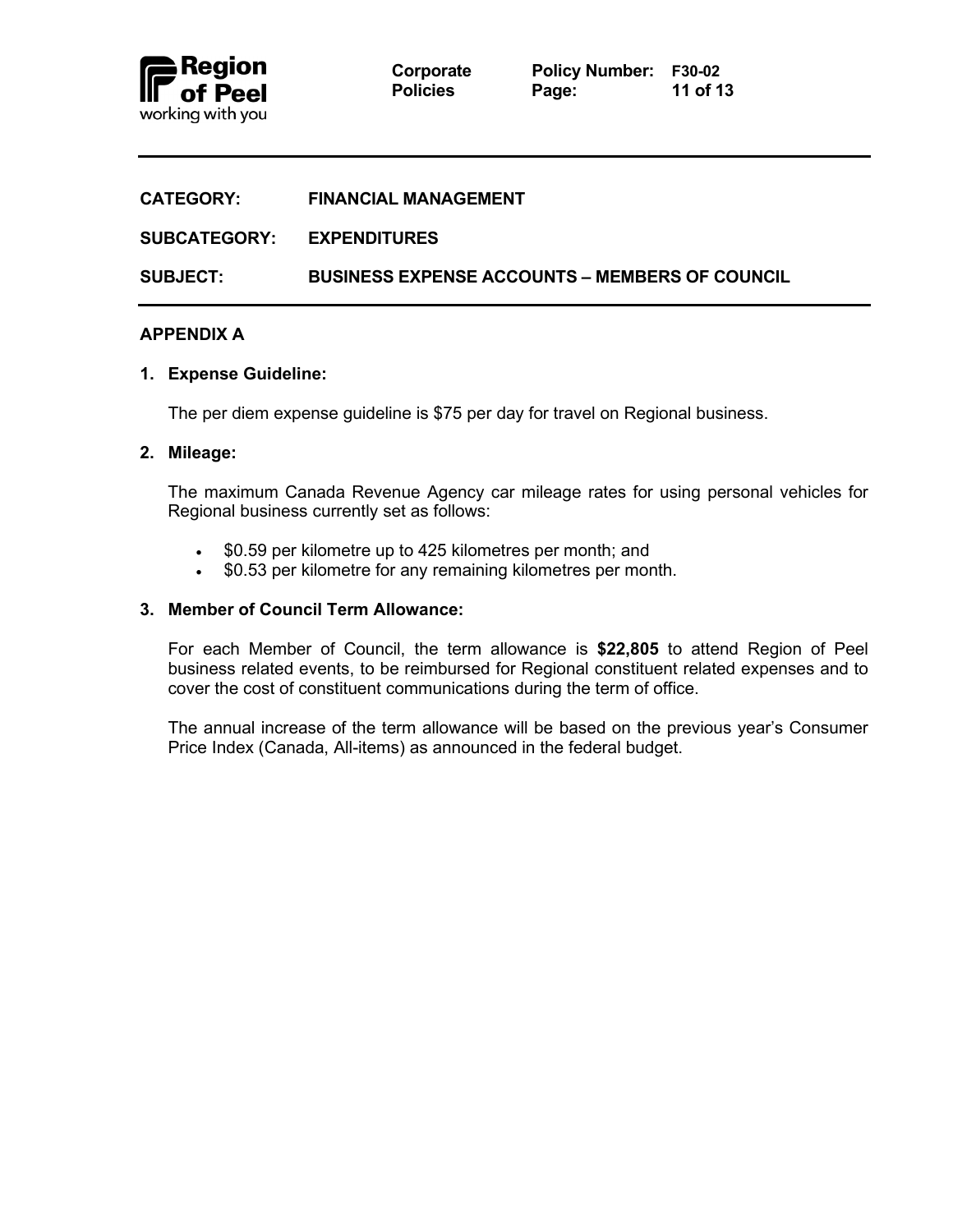**CATEGORY:** FINANCIAL MANAGEMENT

**SUBCATEGORY:** EXPENDITURES

**SUBJECT:** BUSINESS EXPENSE ACCOUNTS – MEMBERS OF COUNCIL

## APPENDIX A

### 1. Expense Guideline:

The per diem expense guideline is $75 per day for travel on Regional business.

### 2. Mileage:

The maximum Canada Revenue Agency car mileage rates for using personal vehicles for Regional business currently set as follows:

- $0.59 per kilometre up to 425 kilometres per month; and
- $0.53 per kilometre for any remaining kilometres per month.

### 3. Member of Council Term Allowance:

For each Member of Council, the term allowance is **$22,805** to attend Region of Peel business related events, to be reimbursed for Regional constituent related expenses and to cover the cost of constituent communications during the term of office.

The annual increase of the term allowance will be based on the previous year's Consumer Price Index (Canada, All-items) as announced in the federal budget.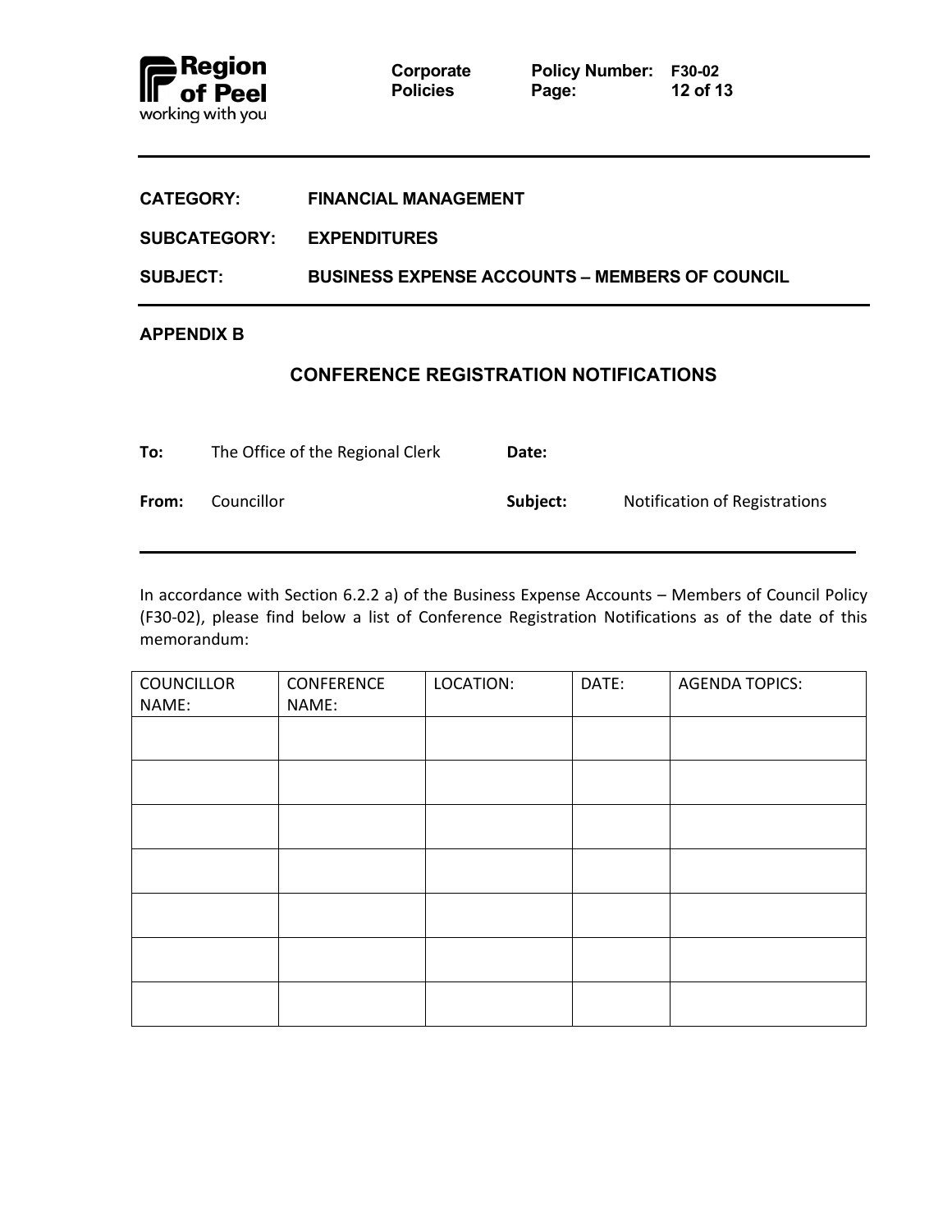**CATEGORY:** FINANCIAL MANAGEMENT

**SUBCATEGORY:** EXPENDITURES

**SUBJECT:** BUSINESS EXPENSE ACCOUNTS – MEMBERS OF COUNCIL

## APPENDIX B

## CONFERENCE REGISTRATION NOTIFICATIONS

**To:** The Office of the Regional Clerk **Date:**

**From:** Councillor **Subject:** Notification of Registrations

---

In accordance with Section 6.2.2 a) of the Business Expense Accounts – Members of Council Policy (F30-02), please find below a list of Conference Registration Notifications as of the date of this memorandum:

| COUNCILLOR NAME: | CONFERENCE NAME: | LOCATION: | DATE: | AGENDA TOPICS: |
|---|---|---|---|---|
| | | | | |
| | | | | |
| | | | | |
| | | | | |
| | | | | |
| | | | | |
| | | | | |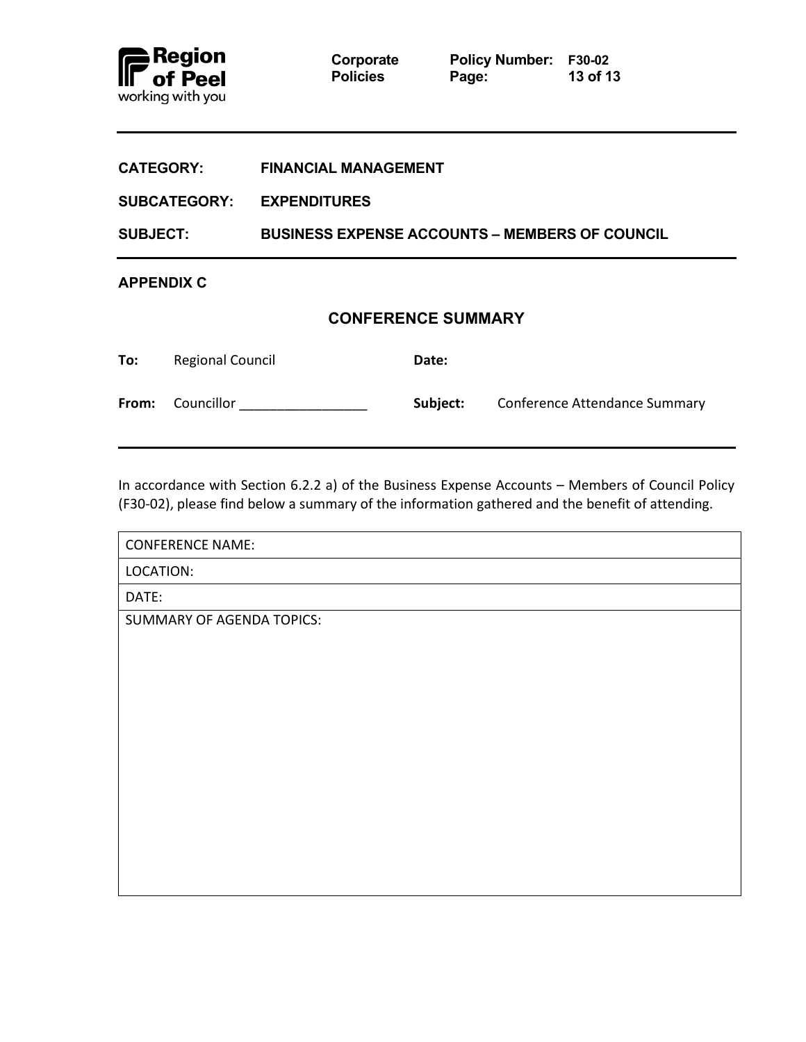**CATEGORY:** FINANCIAL MANAGEMENT

**SUBCATEGORY:** EXPENDITURES

**SUBJECT:** BUSINESS EXPENSE ACCOUNTS – MEMBERS OF COUNCIL

**APPENDIX C**

## CONFERENCE SUMMARY

| | | | |
|---|---|---|---|
| **To:** | Regional Council | **Date:** | |
| **From:** | Councillor _________________ | **Subject:** | Conference Attendance Summary |

In accordance with Section 6.2.2 a) of the Business Expense Accounts – Members of Council Policy (F30-02), please find below a summary of the information gathered and the benefit of attending.

| |
|---|
| CONFERENCE NAME: |
| LOCATION: |
| DATE: |
| SUMMARY OF AGENDA TOPICS: |